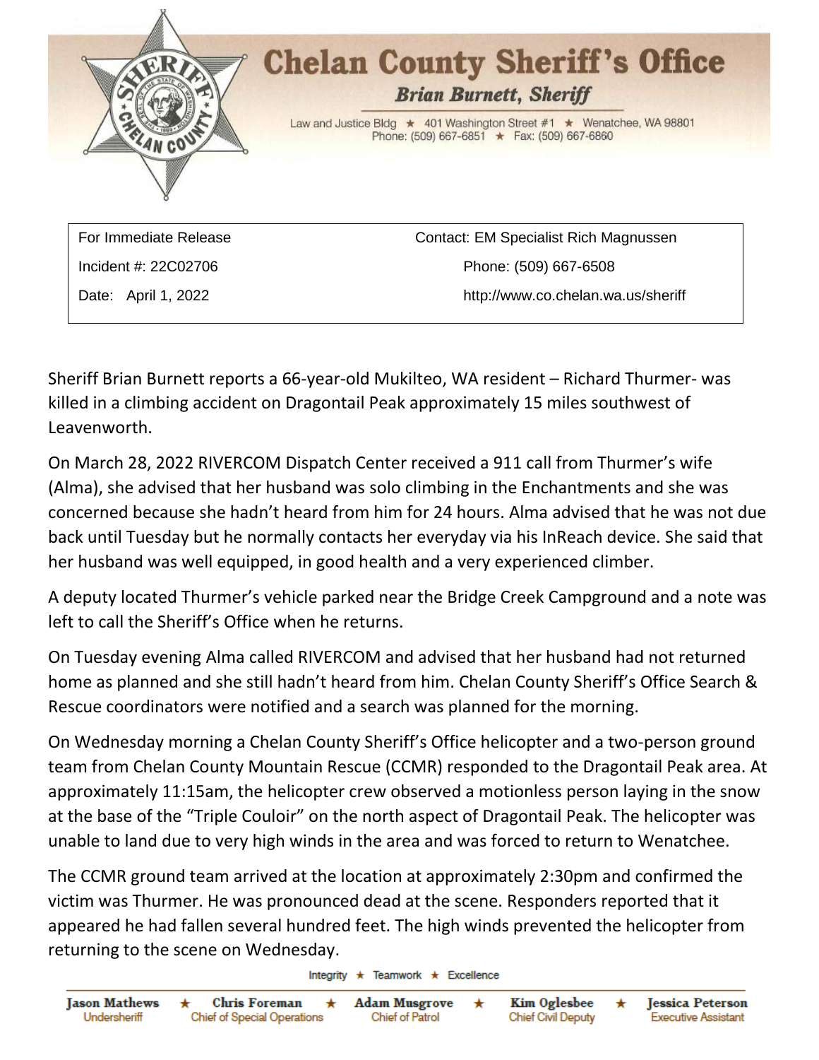# Chelan County Sheriff's Office

***Brian Burnett, Sheriff***

Law and Justice Bldg ★ 401 Washington Street #1 ★ Wenatchee, WA 98801
Phone: (509) 667-6851 ★ Fax: (509) 667-6860

| | |
|---|---|
| For Immediate Release | Contact: EM Specialist Rich Magnussen |
| Incident #: 22C02706 | Phone: (509) 667-6508 |
| Date: April 1, 2022 | http://www.co.chelan.wa.us/sheriff |

Sheriff Brian Burnett reports a 66-year-old Mukilteo, WA resident – Richard Thurmer- was killed in a climbing accident on Dragontail Peak approximately 15 miles southwest of Leavenworth.

On March 28, 2022 RIVERCOM Dispatch Center received a 911 call from Thurmer's wife (Alma), she advised that her husband was solo climbing in the Enchantments and she was concerned because she hadn't heard from him for 24 hours. Alma advised that he was not due back until Tuesday but he normally contacts her everyday via his InReach device. She said that her husband was well equipped, in good health and a very experienced climber.

A deputy located Thurmer's vehicle parked near the Bridge Creek Campground and a note was left to call the Sheriff's Office when he returns.

On Tuesday evening Alma called RIVERCOM and advised that her husband had not returned home as planned and she still hadn't heard from him. Chelan County Sheriff's Office Search & Rescue coordinators were notified and a search was planned for the morning.

On Wednesday morning a Chelan County Sheriff's Office helicopter and a two-person ground team from Chelan County Mountain Rescue (CCMR) responded to the Dragontail Peak area. At approximately 11:15am, the helicopter crew observed a motionless person laying in the snow at the base of the "Triple Couloir" on the north aspect of Dragontail Peak. The helicopter was unable to land due to very high winds in the area and was forced to return to Wenatchee.

The CCMR ground team arrived at the location at approximately 2:30pm and confirmed the victim was Thurmer. He was pronounced dead at the scene. Responders reported that it appeared he had fallen several hundred feet. The high winds prevented the helicopter from returning to the scene on Wednesday.

Integrity ★ Teamwork ★ Excellence

**Jason Mathews** Undersheriff ★ **Chris Foreman** Chief of Special Operations ★ **Adam Musgrove** Chief of Patrol ★ **Kim Oglesbee** Chief Civil Deputy ★ **Jessica Peterson** Executive Assistant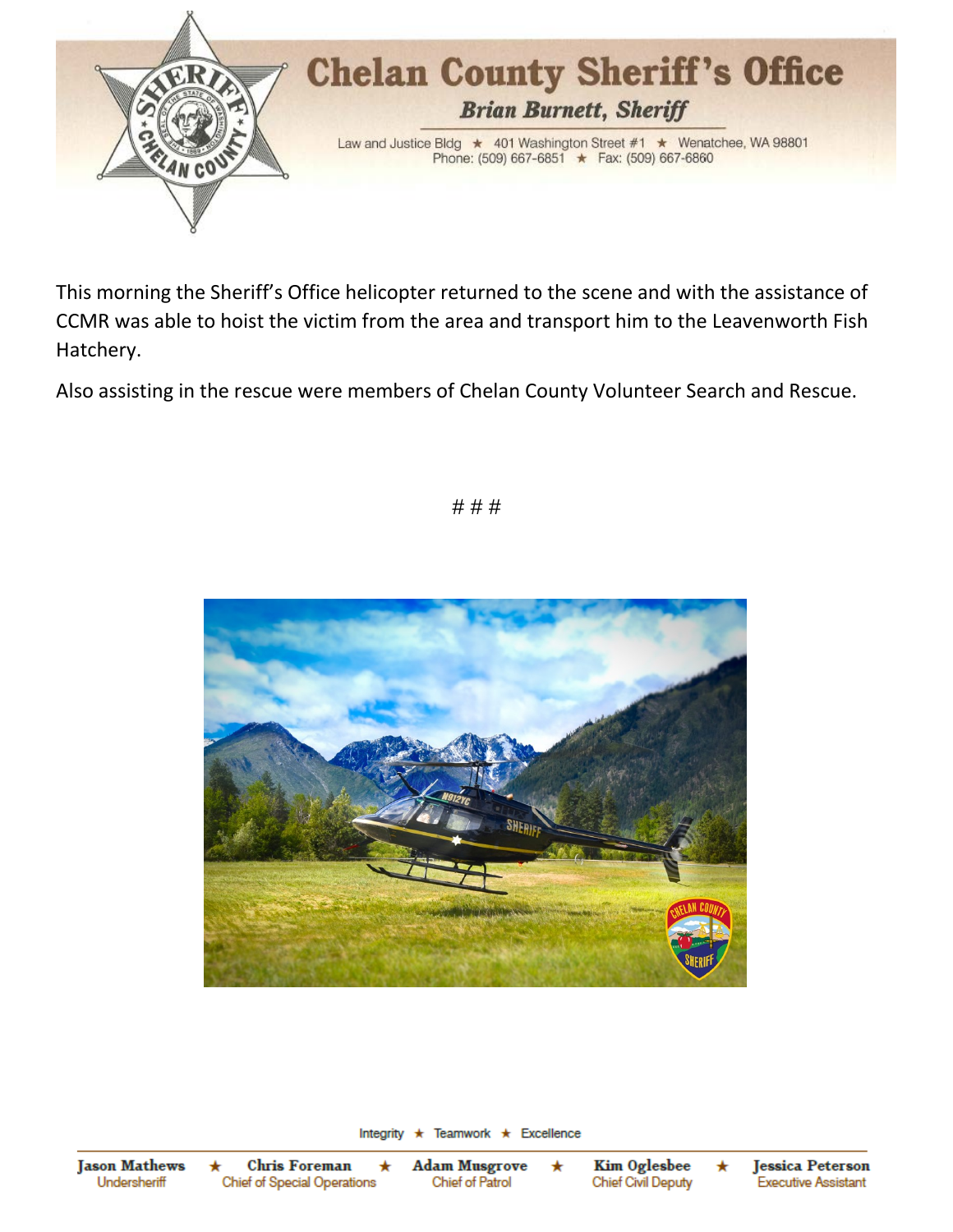This morning the Sheriff's Office helicopter returned to the scene and with the assistance of CCMR was able to hoist the victim from the area and transport him to the Leavenworth Fish Hatchery.

Also assisting in the rescue were members of Chelan County Volunteer Search and Rescue.

# # #